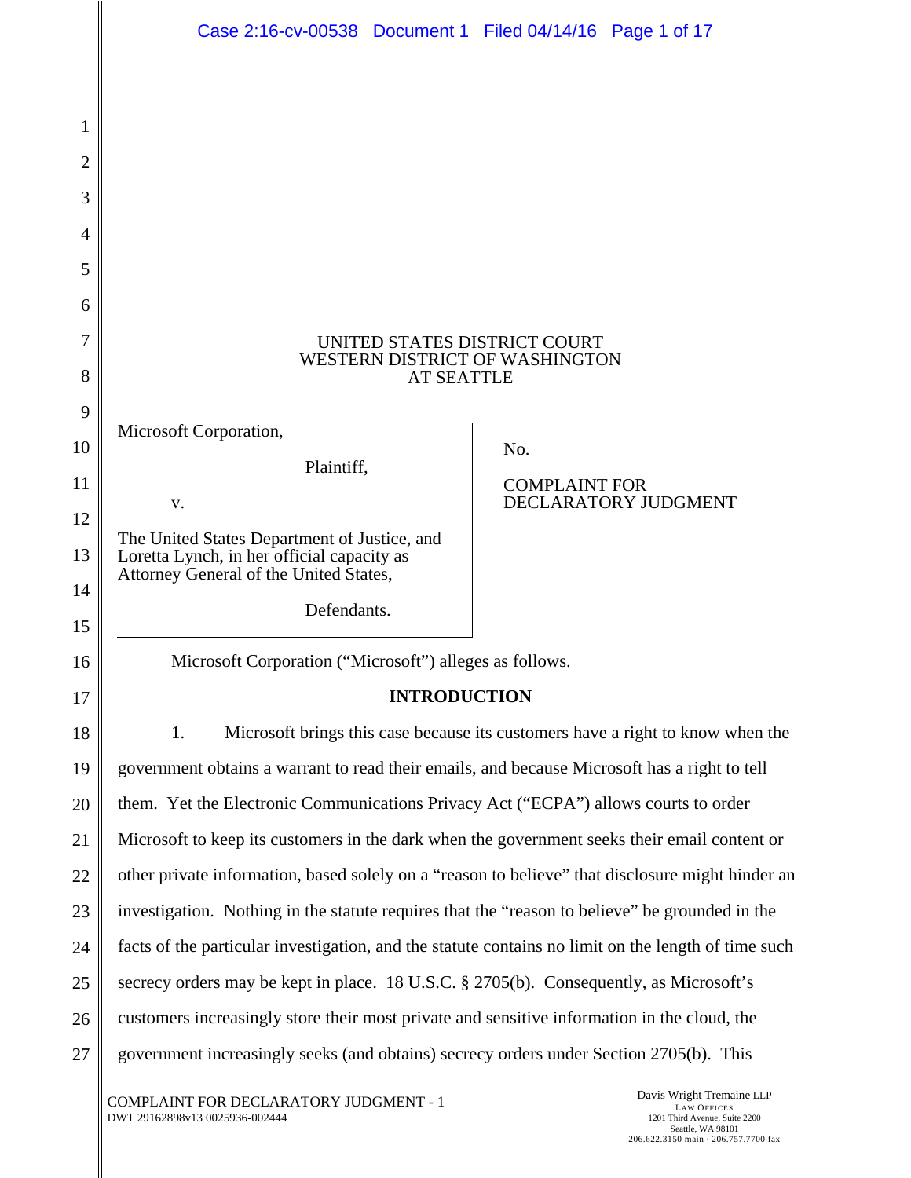UNITED STATES DISTRICT COURT
WESTERN DISTRICT OF WASHINGTON
AT SEATTLE

| | |
|---|---|
| Microsoft Corporation,<br><br>Plaintiff,<br><br>v.<br><br>The United States Department of Justice, and Loretta Lynch, in her official capacity as Attorney General of the United States,<br><br>Defendants. | No.<br><br>COMPLAINT FOR DECLARATORY JUDGMENT |

Microsoft Corporation ("Microsoft") alleges as follows.

**INTRODUCTION**

1. Microsoft brings this case because its customers have a right to know when the government obtains a warrant to read their emails, and because Microsoft has a right to tell them. Yet the Electronic Communications Privacy Act ("ECPA") allows courts to order Microsoft to keep its customers in the dark when the government seeks their email content or other private information, based solely on a "reason to believe" that disclosure might hinder an investigation. Nothing in the statute requires that the "reason to believe" be grounded in the facts of the particular investigation, and the statute contains no limit on the length of time such secrecy orders may be kept in place. 18 U.S.C. § 2705(b). Consequently, as Microsoft's customers increasingly store their most private and sensitive information in the cloud, the government increasingly seeks (and obtains) secrecy orders under Section 2705(b). This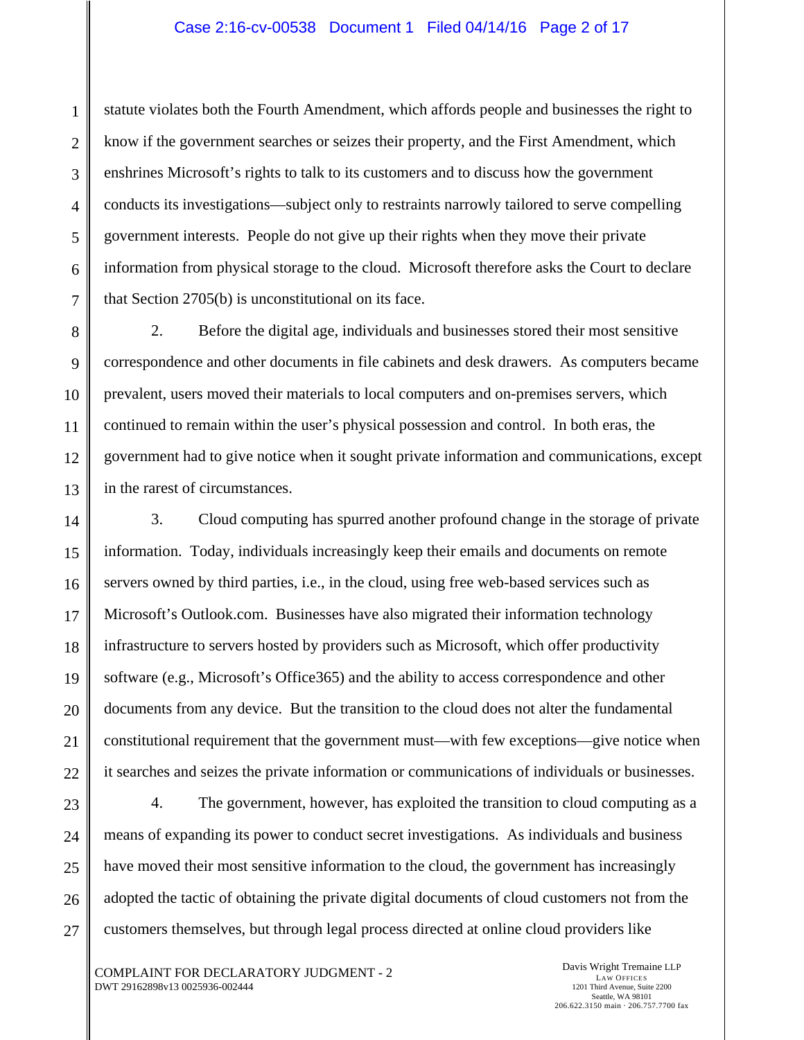statute violates both the Fourth Amendment, which affords people and businesses the right to know if the government searches or seizes their property, and the First Amendment, which enshrines Microsoft's rights to talk to its customers and to discuss how the government conducts its investigations—subject only to restraints narrowly tailored to serve compelling government interests. People do not give up their rights when they move their private information from physical storage to the cloud. Microsoft therefore asks the Court to declare that Section 2705(b) is unconstitutional on its face.

2. Before the digital age, individuals and businesses stored their most sensitive correspondence and other documents in file cabinets and desk drawers. As computers became prevalent, users moved their materials to local computers and on-premises servers, which continued to remain within the user's physical possession and control. In both eras, the government had to give notice when it sought private information and communications, except in the rarest of circumstances.

3. Cloud computing has spurred another profound change in the storage of private information. Today, individuals increasingly keep their emails and documents on remote servers owned by third parties, i.e., in the cloud, using free web-based services such as Microsoft's Outlook.com. Businesses have also migrated their information technology infrastructure to servers hosted by providers such as Microsoft, which offer productivity software (e.g., Microsoft's Office365) and the ability to access correspondence and other documents from any device. But the transition to the cloud does not alter the fundamental constitutional requirement that the government must—with few exceptions—give notice when it searches and seizes the private information or communications of individuals or businesses.

4. The government, however, has exploited the transition to cloud computing as a means of expanding its power to conduct secret investigations. As individuals and business have moved their most sensitive information to the cloud, the government has increasingly adopted the tactic of obtaining the private digital documents of cloud customers not from the customers themselves, but through legal process directed at online cloud providers like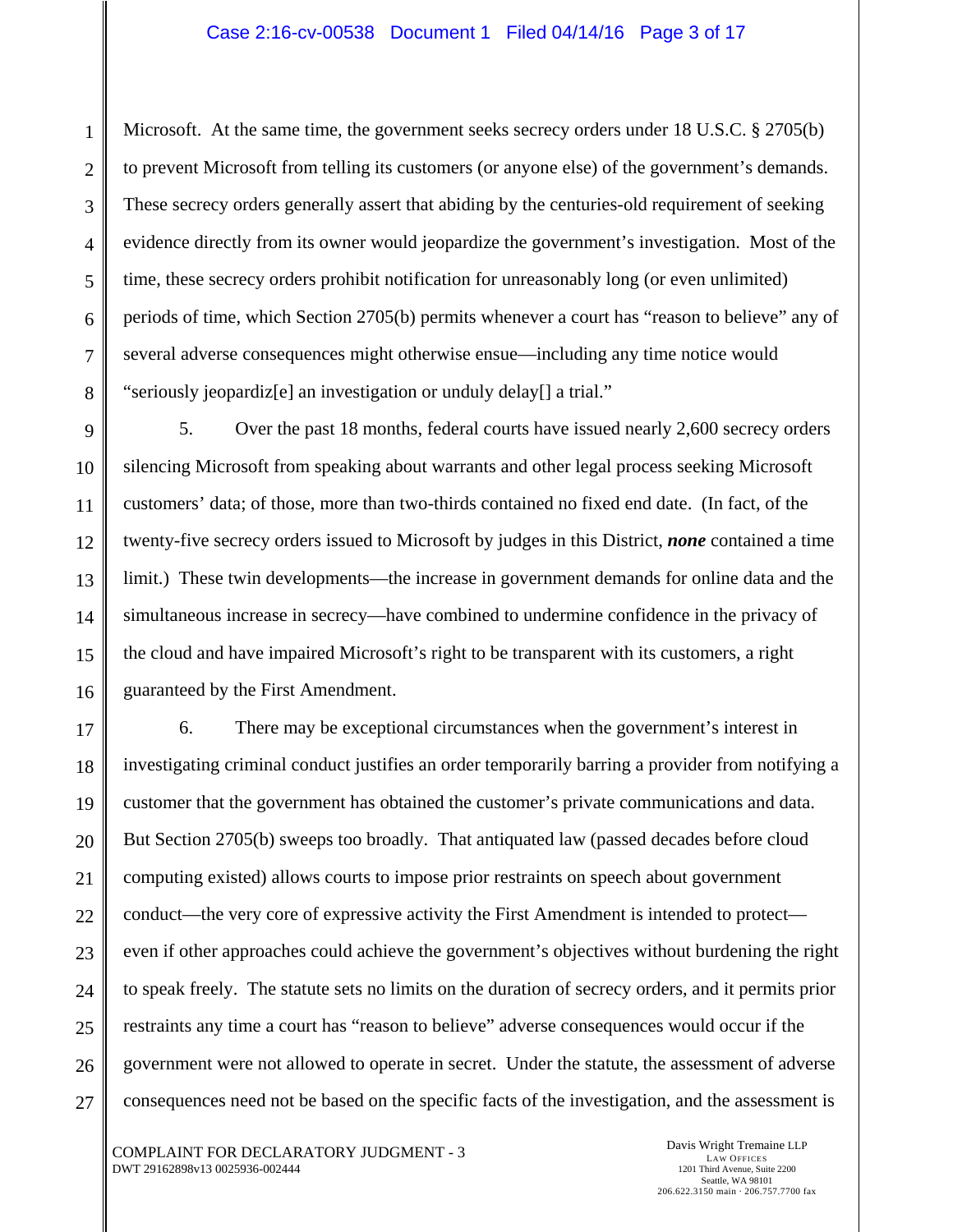Microsoft. At the same time, the government seeks secrecy orders under 18 U.S.C. § 2705(b) to prevent Microsoft from telling its customers (or anyone else) of the government's demands. These secrecy orders generally assert that abiding by the centuries-old requirement of seeking evidence directly from its owner would jeopardize the government's investigation. Most of the time, these secrecy orders prohibit notification for unreasonably long (or even unlimited) periods of time, which Section 2705(b) permits whenever a court has "reason to believe" any of several adverse consequences might otherwise ensue—including any time notice would "seriously jeopardiz[e] an investigation or unduly delay[] a trial."

5. Over the past 18 months, federal courts have issued nearly 2,600 secrecy orders silencing Microsoft from speaking about warrants and other legal process seeking Microsoft customers' data; of those, more than two-thirds contained no fixed end date. (In fact, of the twenty-five secrecy orders issued to Microsoft by judges in this District, ***none*** contained a time limit.) These twin developments—the increase in government demands for online data and the simultaneous increase in secrecy—have combined to undermine confidence in the privacy of the cloud and have impaired Microsoft's right to be transparent with its customers, a right guaranteed by the First Amendment.

6. There may be exceptional circumstances when the government's interest in investigating criminal conduct justifies an order temporarily barring a provider from notifying a customer that the government has obtained the customer's private communications and data. But Section 2705(b) sweeps too broadly. That antiquated law (passed decades before cloud computing existed) allows courts to impose prior restraints on speech about government conduct—the very core of expressive activity the First Amendment is intended to protect—even if other approaches could achieve the government's objectives without burdening the right to speak freely. The statute sets no limits on the duration of secrecy orders, and it permits prior restraints any time a court has "reason to believe" adverse consequences would occur if the government were not allowed to operate in secret. Under the statute, the assessment of adverse consequences need not be based on the specific facts of the investigation, and the assessment is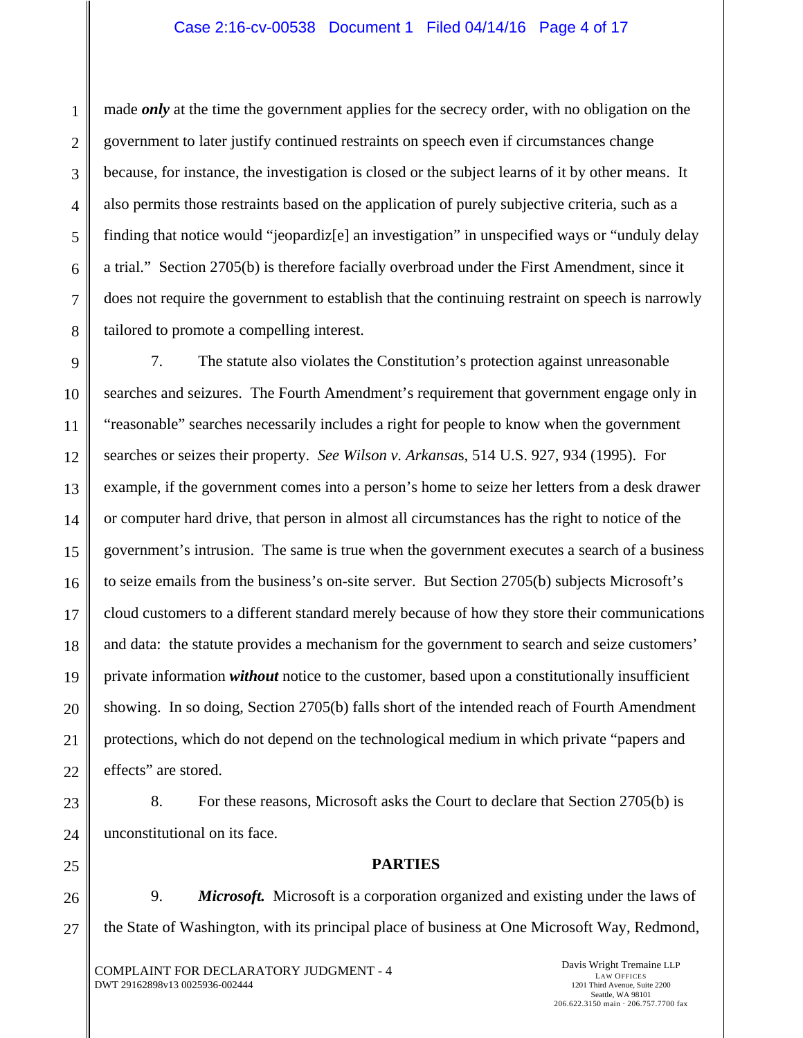made ***only*** at the time the government applies for the secrecy order, with no obligation on the government to later justify continued restraints on speech even if circumstances change because, for instance, the investigation is closed or the subject learns of it by other means. It also permits those restraints based on the application of purely subjective criteria, such as a finding that notice would "jeopardiz[e] an investigation" in unspecified ways or "unduly delay a trial." Section 2705(b) is therefore facially overbroad under the First Amendment, since it does not require the government to establish that the continuing restraint on speech is narrowly tailored to promote a compelling interest.

7. The statute also violates the Constitution's protection against unreasonable searches and seizures. The Fourth Amendment's requirement that government engage only in "reasonable" searches necessarily includes a right for people to know when the government searches or seizes their property. *See Wilson v. Arkansas*, 514 U.S. 927, 934 (1995). For example, if the government comes into a person's home to seize her letters from a desk drawer or computer hard drive, that person in almost all circumstances has the right to notice of the government's intrusion. The same is true when the government executes a search of a business to seize emails from the business's on-site server. But Section 2705(b) subjects Microsoft's cloud customers to a different standard merely because of how they store their communications and data: the statute provides a mechanism for the government to search and seize customers' private information ***without*** notice to the customer, based upon a constitutionally insufficient showing. In so doing, Section 2705(b) falls short of the intended reach of Fourth Amendment protections, which do not depend on the technological medium in which private "papers and effects" are stored.

8. For these reasons, Microsoft asks the Court to declare that Section 2705(b) is unconstitutional on its face.

## PARTIES

9. ***Microsoft.*** Microsoft is a corporation organized and existing under the laws of the State of Washington, with its principal place of business at One Microsoft Way, Redmond,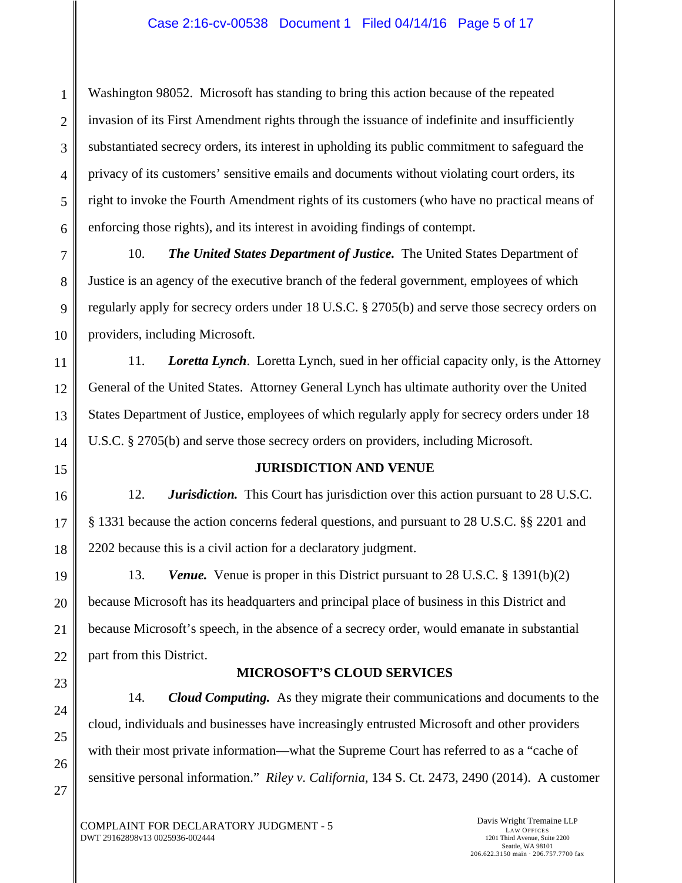Washington 98052. Microsoft has standing to bring this action because of the repeated invasion of its First Amendment rights through the issuance of indefinite and insufficiently substantiated secrecy orders, its interest in upholding its public commitment to safeguard the privacy of its customers' sensitive emails and documents without violating court orders, its right to invoke the Fourth Amendment rights of its customers (who have no practical means of enforcing those rights), and its interest in avoiding findings of contempt.

10. ***The United States Department of Justice.*** The United States Department of Justice is an agency of the executive branch of the federal government, employees of which regularly apply for secrecy orders under 18 U.S.C. § 2705(b) and serve those secrecy orders on providers, including Microsoft.

11. ***Loretta Lynch***. Loretta Lynch, sued in her official capacity only, is the Attorney General of the United States. Attorney General Lynch has ultimate authority over the United States Department of Justice, employees of which regularly apply for secrecy orders under 18 U.S.C. § 2705(b) and serve those secrecy orders on providers, including Microsoft.

## JURISDICTION AND VENUE

12. ***Jurisdiction.*** This Court has jurisdiction over this action pursuant to 28 U.S.C. § 1331 because the action concerns federal questions, and pursuant to 28 U.S.C. §§ 2201 and 2202 because this is a civil action for a declaratory judgment.

13. ***Venue.*** Venue is proper in this District pursuant to 28 U.S.C. § 1391(b)(2) because Microsoft has its headquarters and principal place of business in this District and because Microsoft's speech, in the absence of a secrecy order, would emanate in substantial part from this District.

## MICROSOFT'S CLOUD SERVICES

14. ***Cloud Computing.*** As they migrate their communications and documents to the cloud, individuals and businesses have increasingly entrusted Microsoft and other providers with their most private information—what the Supreme Court has referred to as a "cache of sensitive personal information." *Riley v. California*, 134 S. Ct. 2473, 2490 (2014). A customer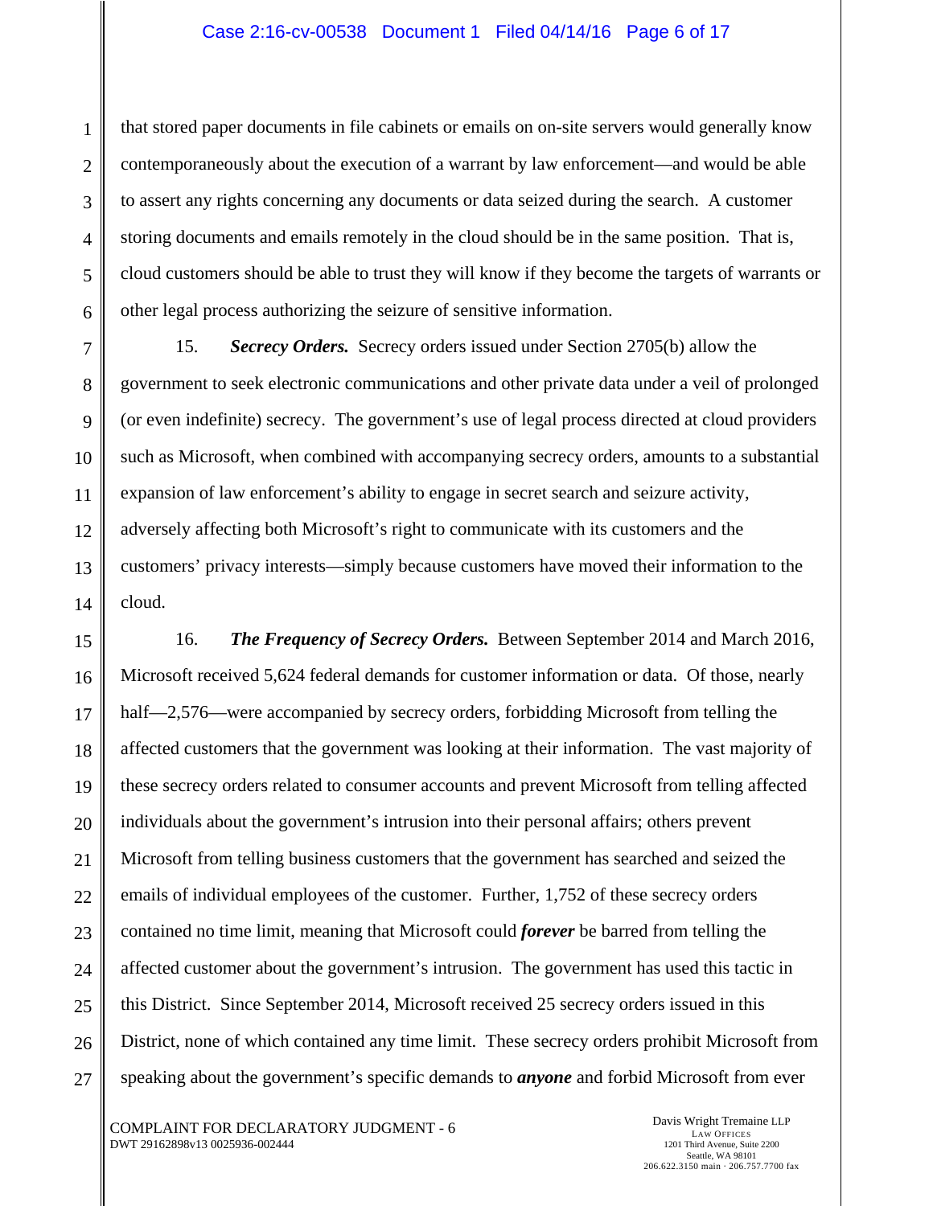that stored paper documents in file cabinets or emails on on-site servers would generally know contemporaneously about the execution of a warrant by law enforcement—and would be able to assert any rights concerning any documents or data seized during the search. A customer storing documents and emails remotely in the cloud should be in the same position. That is, cloud customers should be able to trust they will know if they become the targets of warrants or other legal process authorizing the seizure of sensitive information.

15. ***Secrecy Orders.*** Secrecy orders issued under Section 2705(b) allow the government to seek electronic communications and other private data under a veil of prolonged (or even indefinite) secrecy. The government's use of legal process directed at cloud providers such as Microsoft, when combined with accompanying secrecy orders, amounts to a substantial expansion of law enforcement's ability to engage in secret search and seizure activity, adversely affecting both Microsoft's right to communicate with its customers and the customers' privacy interests—simply because customers have moved their information to the cloud.

16. ***The Frequency of Secrecy Orders.*** Between September 2014 and March 2016, Microsoft received 5,624 federal demands for customer information or data. Of those, nearly half—2,576—were accompanied by secrecy orders, forbidding Microsoft from telling the affected customers that the government was looking at their information. The vast majority of these secrecy orders related to consumer accounts and prevent Microsoft from telling affected individuals about the government's intrusion into their personal affairs; others prevent Microsoft from telling business customers that the government has searched and seized the emails of individual employees of the customer. Further, 1,752 of these secrecy orders contained no time limit, meaning that Microsoft could ***forever*** be barred from telling the affected customer about the government's intrusion. The government has used this tactic in this District. Since September 2014, Microsoft received 25 secrecy orders issued in this District, none of which contained any time limit. These secrecy orders prohibit Microsoft from speaking about the government's specific demands to ***anyone*** and forbid Microsoft from ever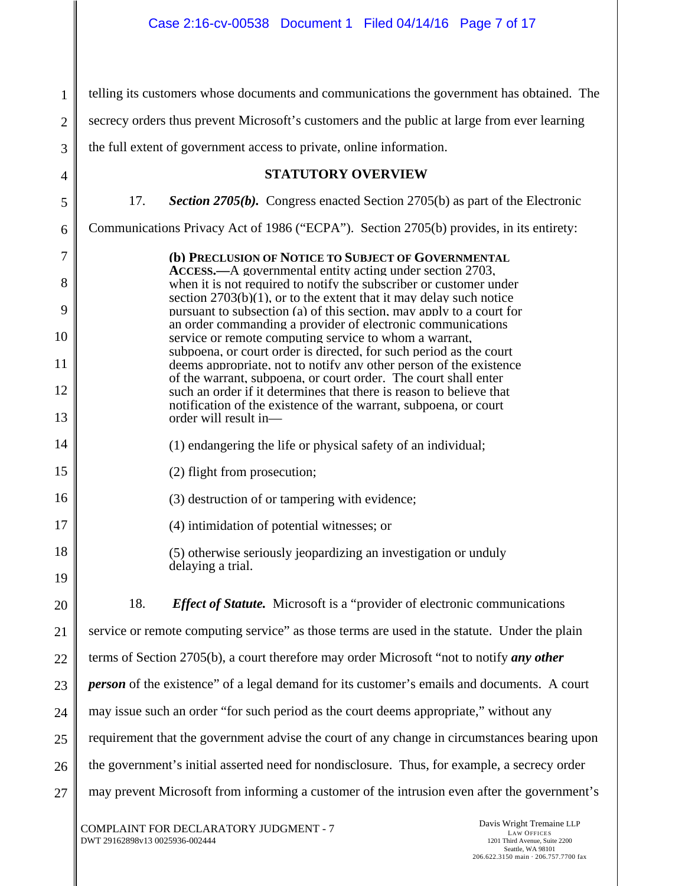telling its customers whose documents and communications the government has obtained. The secrecy orders thus prevent Microsoft's customers and the public at large from ever learning the full extent of government access to private, online information.

## STATUTORY OVERVIEW

17. ***Section 2705(b).*** Congress enacted Section 2705(b) as part of the Electronic Communications Privacy Act of 1986 ("ECPA"). Section 2705(b) provides, in its entirety:

> **(b) PRECLUSION OF NOTICE TO SUBJECT OF GOVERNMENTAL ACCESS.—**A governmental entity acting under section 2703, when it is not required to notify the subscriber or customer under section 2703(b)(1), or to the extent that it may delay such notice pursuant to subsection (a) of this section, may apply to a court for an order commanding a provider of electronic communications service or remote computing service to whom a warrant, subpoena, or court order is directed, for such period as the court deems appropriate, not to notify any other person of the existence of the warrant, subpoena, or court order. The court shall enter such an order if it determines that there is reason to believe that notification of the existence of the warrant, subpoena, or court order will result in—
>
> (1) endangering the life or physical safety of an individual;
>
> (2) flight from prosecution;
>
> (3) destruction of or tampering with evidence;
>
> (4) intimidation of potential witnesses; or
>
> (5) otherwise seriously jeopardizing an investigation or unduly delaying a trial.

18. ***Effect of Statute.*** Microsoft is a "provider of electronic communications service or remote computing service" as those terms are used in the statute. Under the plain terms of Section 2705(b), a court therefore may order Microsoft "not to notify ***any other person*** of the existence" of a legal demand for its customer's emails and documents. A court may issue such an order "for such period as the court deems appropriate," without any requirement that the government advise the court of any change in circumstances bearing upon the government's initial asserted need for nondisclosure. Thus, for example, a secrecy order may prevent Microsoft from informing a customer of the intrusion even after the government's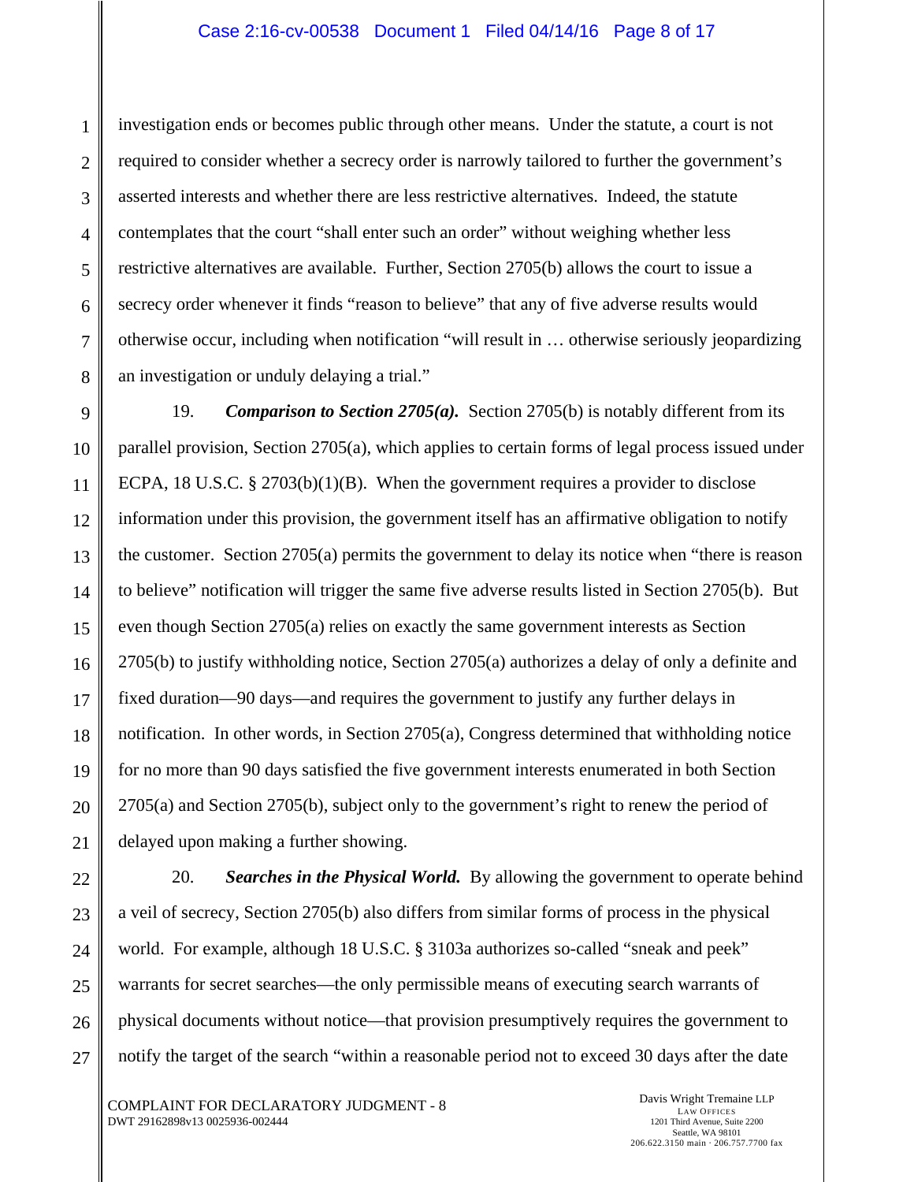investigation ends or becomes public through other means. Under the statute, a court is not required to consider whether a secrecy order is narrowly tailored to further the government's asserted interests and whether there are less restrictive alternatives. Indeed, the statute contemplates that the court "shall enter such an order" without weighing whether less restrictive alternatives are available. Further, Section 2705(b) allows the court to issue a secrecy order whenever it finds "reason to believe" that any of five adverse results would otherwise occur, including when notification "will result in … otherwise seriously jeopardizing an investigation or unduly delaying a trial."

19. ***Comparison to Section 2705(a).*** Section 2705(b) is notably different from its parallel provision, Section 2705(a), which applies to certain forms of legal process issued under ECPA, 18 U.S.C. § 2703(b)(1)(B). When the government requires a provider to disclose information under this provision, the government itself has an affirmative obligation to notify the customer. Section 2705(a) permits the government to delay its notice when "there is reason to believe" notification will trigger the same five adverse results listed in Section 2705(b). But even though Section 2705(a) relies on exactly the same government interests as Section 2705(b) to justify withholding notice, Section 2705(a) authorizes a delay of only a definite and fixed duration—90 days—and requires the government to justify any further delays in notification. In other words, in Section 2705(a), Congress determined that withholding notice for no more than 90 days satisfied the five government interests enumerated in both Section 2705(a) and Section 2705(b), subject only to the government's right to renew the period of delayed upon making a further showing.

20. ***Searches in the Physical World.*** By allowing the government to operate behind a veil of secrecy, Section 2705(b) also differs from similar forms of process in the physical world. For example, although 18 U.S.C. § 3103a authorizes so-called "sneak and peek" warrants for secret searches—the only permissible means of executing search warrants of physical documents without notice—that provision presumptively requires the government to notify the target of the search "within a reasonable period not to exceed 30 days after the date

COMPLAINT FOR DECLARATORY JUDGMENT - 8
DWT 29162898v13 0025936-002444

Davis Wright Tremaine LLP
LAW OFFICES
1201 Third Avenue, Suite 2200
Seattle, WA 98101
206.622.3150 main · 206.757.7700 fax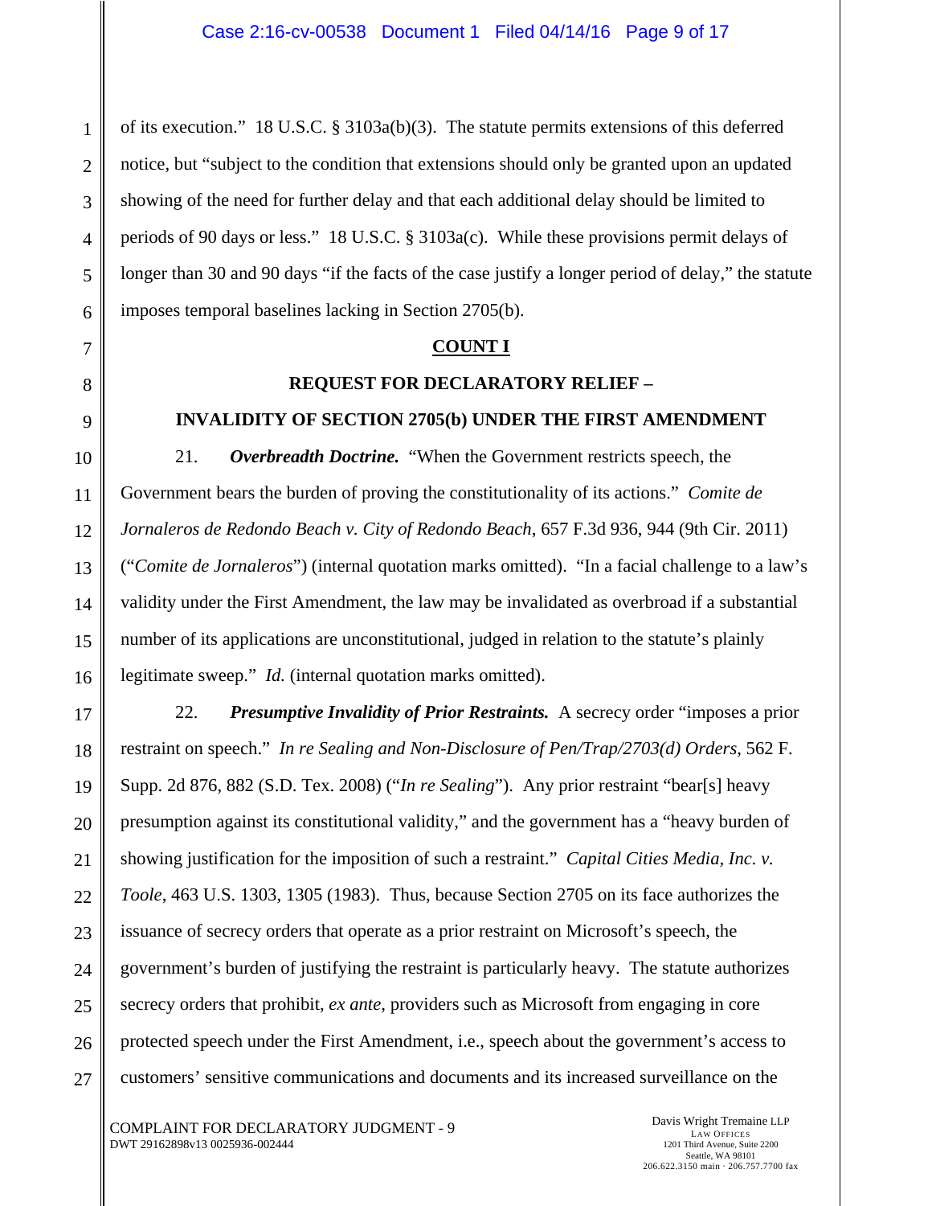of its execution." 18 U.S.C. § 3103a(b)(3). The statute permits extensions of this deferred notice, but "subject to the condition that extensions should only be granted upon an updated showing of the need for further delay and that each additional delay should be limited to periods of 90 days or less." 18 U.S.C. § 3103a(c). While these provisions permit delays of longer than 30 and 90 days "if the facts of the case justify a longer period of delay," the statute imposes temporal baselines lacking in Section 2705(b).

**COUNT I**

**REQUEST FOR DECLARATORY RELIEF –**

**INVALIDITY OF SECTION 2705(b) UNDER THE FIRST AMENDMENT**

21. ***Overbreadth Doctrine.*** "When the Government restricts speech, the Government bears the burden of proving the constitutionality of its actions." *Comite de Jornaleros de Redondo Beach v. City of Redondo Beach*, 657 F.3d 936, 944 (9th Cir. 2011) ("*Comite de Jornaleros*") (internal quotation marks omitted). "In a facial challenge to a law's validity under the First Amendment, the law may be invalidated as overbroad if a substantial number of its applications are unconstitutional, judged in relation to the statute's plainly legitimate sweep." *Id.* (internal quotation marks omitted).

22. ***Presumptive Invalidity of Prior Restraints.*** A secrecy order "imposes a prior restraint on speech." *In re Sealing and Non-Disclosure of Pen/Trap/2703(d) Orders*, 562 F. Supp. 2d 876, 882 (S.D. Tex. 2008) ("*In re Sealing*"). Any prior restraint "bear[s] heavy presumption against its constitutional validity," and the government has a "heavy burden of showing justification for the imposition of such a restraint." *Capital Cities Media, Inc. v. Toole*, 463 U.S. 1303, 1305 (1983). Thus, because Section 2705 on its face authorizes the issuance of secrecy orders that operate as a prior restraint on Microsoft's speech, the government's burden of justifying the restraint is particularly heavy. The statute authorizes secrecy orders that prohibit, *ex ante*, providers such as Microsoft from engaging in core protected speech under the First Amendment, i.e., speech about the government's access to customers' sensitive communications and documents and its increased surveillance on the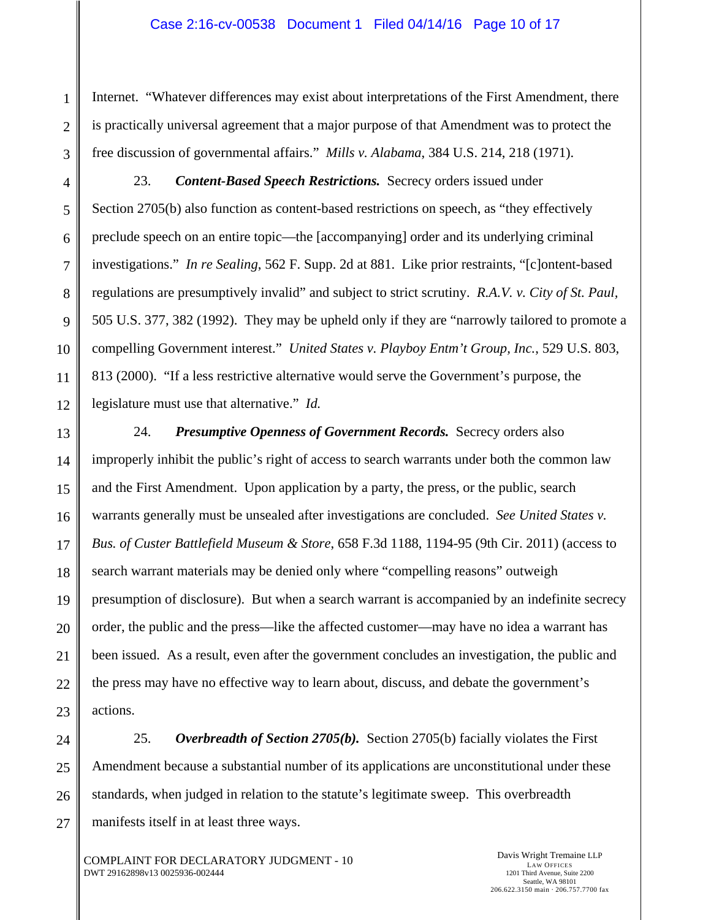Internet. "Whatever differences may exist about interpretations of the First Amendment, there is practically universal agreement that a major purpose of that Amendment was to protect the free discussion of governmental affairs." *Mills v. Alabama*, 384 U.S. 214, 218 (1971).

23. ***Content-Based Speech Restrictions.*** Secrecy orders issued under Section 2705(b) also function as content-based restrictions on speech, as "they effectively preclude speech on an entire topic—the [accompanying] order and its underlying criminal investigations." *In re Sealing*, 562 F. Supp. 2d at 881. Like prior restraints, "[c]ontent-based regulations are presumptively invalid" and subject to strict scrutiny. *R.A.V. v. City of St. Paul*, 505 U.S. 377, 382 (1992). They may be upheld only if they are "narrowly tailored to promote a compelling Government interest." *United States v. Playboy Entm't Group, Inc.*, 529 U.S. 803, 813 (2000). "If a less restrictive alternative would serve the Government's purpose, the legislature must use that alternative." *Id.*

24. ***Presumptive Openness of Government Records.*** Secrecy orders also improperly inhibit the public's right of access to search warrants under both the common law and the First Amendment. Upon application by a party, the press, or the public, search warrants generally must be unsealed after investigations are concluded. *See United States v. Bus. of Custer Battlefield Museum & Store*, 658 F.3d 1188, 1194-95 (9th Cir. 2011) (access to search warrant materials may be denied only where "compelling reasons" outweigh presumption of disclosure). But when a search warrant is accompanied by an indefinite secrecy order, the public and the press—like the affected customer—may have no idea a warrant has been issued. As a result, even after the government concludes an investigation, the public and the press may have no effective way to learn about, discuss, and debate the government's actions.

25. ***Overbreadth of Section 2705(b).*** Section 2705(b) facially violates the First Amendment because a substantial number of its applications are unconstitutional under these standards, when judged in relation to the statute's legitimate sweep. This overbreadth manifests itself in at least three ways.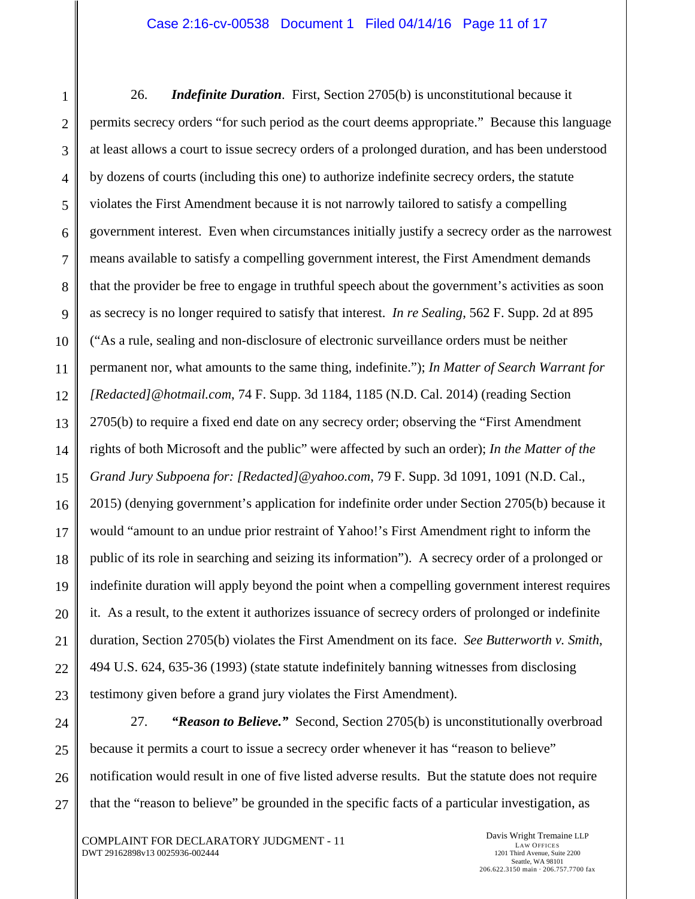26. ***Indefinite Duration***. First, Section 2705(b) is unconstitutional because it permits secrecy orders "for such period as the court deems appropriate." Because this language at least allows a court to issue secrecy orders of a prolonged duration, and has been understood by dozens of courts (including this one) to authorize indefinite secrecy orders, the statute violates the First Amendment because it is not narrowly tailored to satisfy a compelling government interest. Even when circumstances initially justify a secrecy order as the narrowest means available to satisfy a compelling government interest, the First Amendment demands that the provider be free to engage in truthful speech about the government's activities as soon as secrecy is no longer required to satisfy that interest. *In re Sealing*, 562 F. Supp. 2d at 895 ("As a rule, sealing and non-disclosure of electronic surveillance orders must be neither permanent nor, what amounts to the same thing, indefinite."); *In Matter of Search Warrant for [Redacted]@hotmail.com*, 74 F. Supp. 3d 1184, 1185 (N.D. Cal. 2014) (reading Section 2705(b) to require a fixed end date on any secrecy order; observing the "First Amendment rights of both Microsoft and the public" were affected by such an order); *In the Matter of the Grand Jury Subpoena for: [Redacted]@yahoo.com*, 79 F. Supp. 3d 1091, 1091 (N.D. Cal., 2015) (denying government's application for indefinite order under Section 2705(b) because it would "amount to an undue prior restraint of Yahoo!'s First Amendment right to inform the public of its role in searching and seizing its information"). A secrecy order of a prolonged or indefinite duration will apply beyond the point when a compelling government interest requires it. As a result, to the extent it authorizes issuance of secrecy orders of prolonged or indefinite duration, Section 2705(b) violates the First Amendment on its face. *See Butterworth v. Smith*, 494 U.S. 624, 635-36 (1993) (state statute indefinitely banning witnesses from disclosing testimony given before a grand jury violates the First Amendment).

27. ***"Reason to Believe."*** Second, Section 2705(b) is unconstitutionally overbroad because it permits a court to issue a secrecy order whenever it has "reason to believe" notification would result in one of five listed adverse results. But the statute does not require that the "reason to believe" be grounded in the specific facts of a particular investigation, as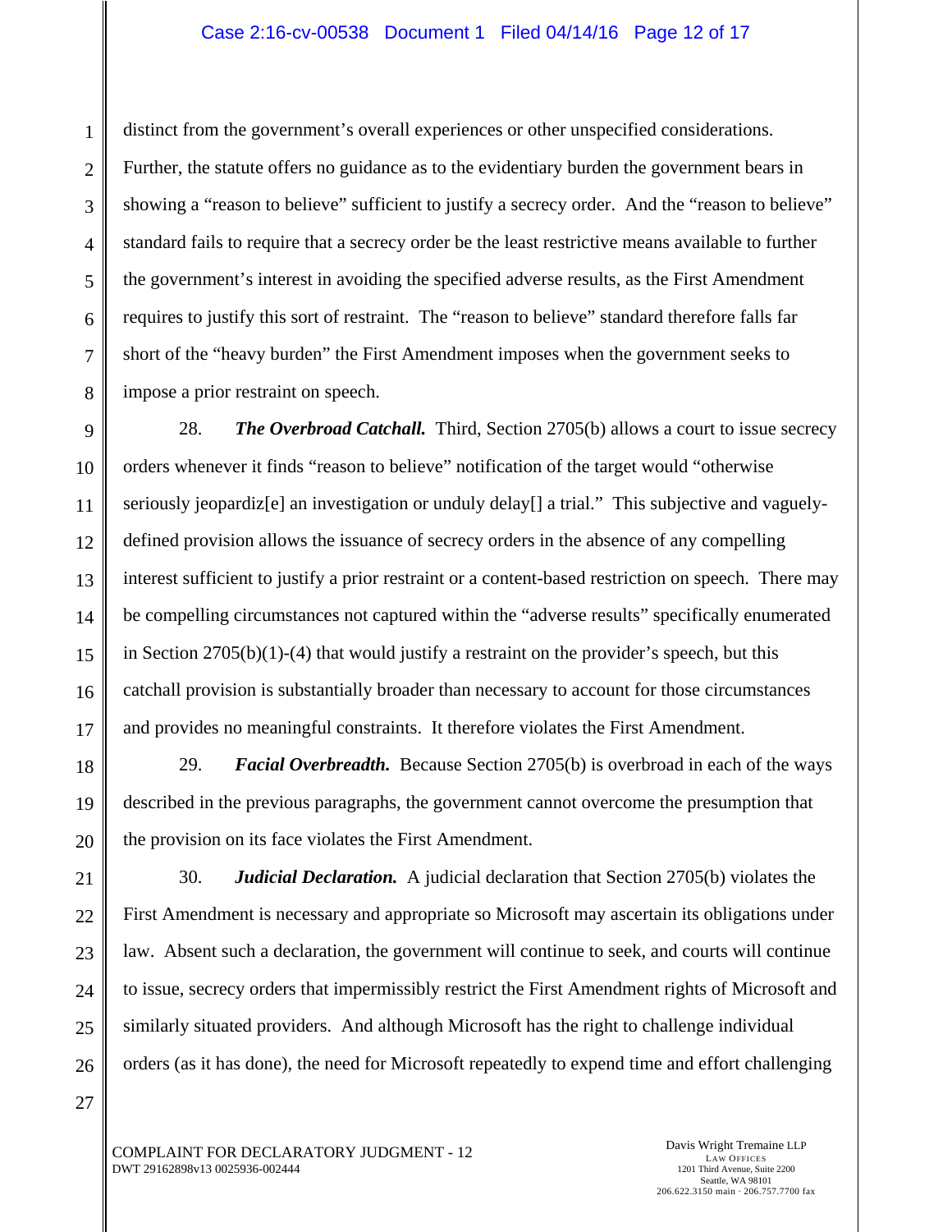distinct from the government's overall experiences or other unspecified considerations. Further, the statute offers no guidance as to the evidentiary burden the government bears in showing a "reason to believe" sufficient to justify a secrecy order. And the "reason to believe" standard fails to require that a secrecy order be the least restrictive means available to further the government's interest in avoiding the specified adverse results, as the First Amendment requires to justify this sort of restraint. The "reason to believe" standard therefore falls far short of the "heavy burden" the First Amendment imposes when the government seeks to impose a prior restraint on speech.

28. ***The Overbroad Catchall.*** Third, Section 2705(b) allows a court to issue secrecy orders whenever it finds "reason to believe" notification of the target would "otherwise seriously jeopardiz[e] an investigation or unduly delay[] a trial." This subjective and vaguely-defined provision allows the issuance of secrecy orders in the absence of any compelling interest sufficient to justify a prior restraint or a content-based restriction on speech. There may be compelling circumstances not captured within the "adverse results" specifically enumerated in Section 2705(b)(1)-(4) that would justify a restraint on the provider's speech, but this catchall provision is substantially broader than necessary to account for those circumstances and provides no meaningful constraints. It therefore violates the First Amendment.

29. ***Facial Overbreadth.*** Because Section 2705(b) is overbroad in each of the ways described in the previous paragraphs, the government cannot overcome the presumption that the provision on its face violates the First Amendment.

30. ***Judicial Declaration.*** A judicial declaration that Section 2705(b) violates the First Amendment is necessary and appropriate so Microsoft may ascertain its obligations under law. Absent such a declaration, the government will continue to seek, and courts will continue to issue, secrecy orders that impermissibly restrict the First Amendment rights of Microsoft and similarly situated providers. And although Microsoft has the right to challenge individual orders (as it has done), the need for Microsoft repeatedly to expend time and effort challenging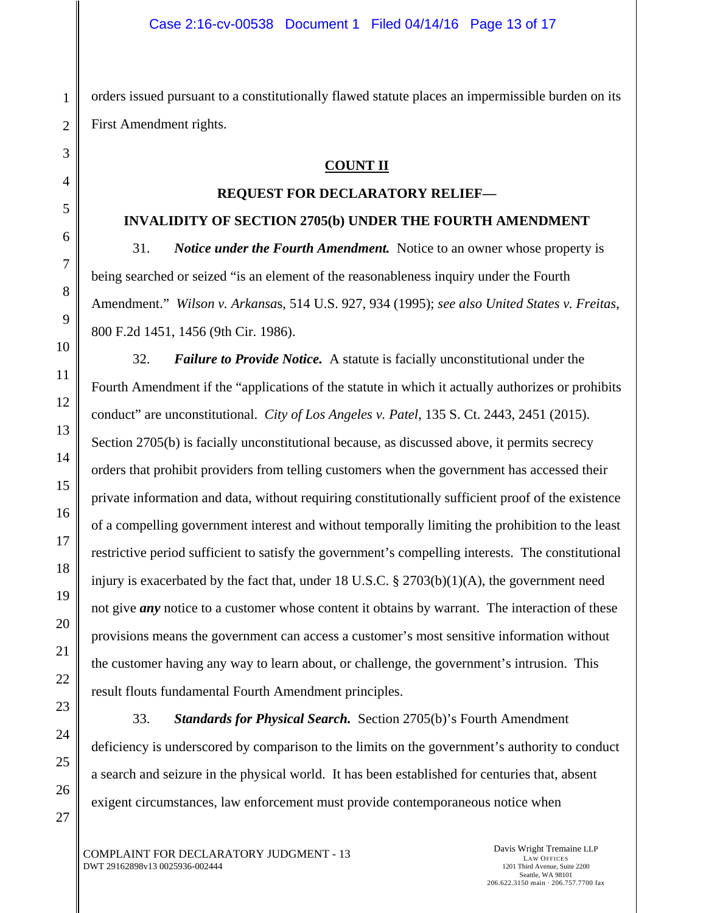orders issued pursuant to a constitutionally flawed statute places an impermissible burden on its First Amendment rights.

**COUNT II**

**REQUEST FOR DECLARATORY RELIEF—**

**INVALIDITY OF SECTION 2705(b) UNDER THE FOURTH AMENDMENT**

31. ***Notice under the Fourth Amendment.*** Notice to an owner whose property is being searched or seized "is an element of the reasonableness inquiry under the Fourth Amendment." *Wilson v. Arkansas*, 514 U.S. 927, 934 (1995); *see also United States v. Freitas*, 800 F.2d 1451, 1456 (9th Cir. 1986).

32. ***Failure to Provide Notice.*** A statute is facially unconstitutional under the Fourth Amendment if the "applications of the statute in which it actually authorizes or prohibits conduct" are unconstitutional. *City of Los Angeles v. Patel*, 135 S. Ct. 2443, 2451 (2015). Section 2705(b) is facially unconstitutional because, as discussed above, it permits secrecy orders that prohibit providers from telling customers when the government has accessed their private information and data, without requiring constitutionally sufficient proof of the existence of a compelling government interest and without temporally limiting the prohibition to the least restrictive period sufficient to satisfy the government's compelling interests. The constitutional injury is exacerbated by the fact that, under 18 U.S.C. § 2703(b)(1)(A), the government need not give ***any*** notice to a customer whose content it obtains by warrant. The interaction of these provisions means the government can access a customer's most sensitive information without the customer having any way to learn about, or challenge, the government's intrusion. This result flouts fundamental Fourth Amendment principles.

33. ***Standards for Physical Search.*** Section 2705(b)'s Fourth Amendment deficiency is underscored by comparison to the limits on the government's authority to conduct a search and seizure in the physical world. It has been established for centuries that, absent exigent circumstances, law enforcement must provide contemporaneous notice when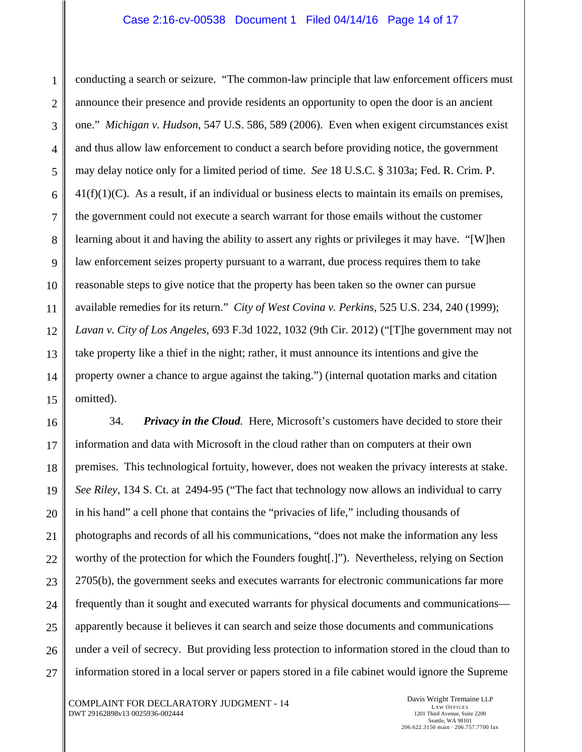conducting a search or seizure. "The common-law principle that law enforcement officers must announce their presence and provide residents an opportunity to open the door is an ancient one." *Michigan v. Hudson*, 547 U.S. 586, 589 (2006). Even when exigent circumstances exist and thus allow law enforcement to conduct a search before providing notice, the government may delay notice only for a limited period of time. *See* 18 U.S.C. § 3103a; Fed. R. Crim. P. 41(f)(1)(C). As a result, if an individual or business elects to maintain its emails on premises, the government could not execute a search warrant for those emails without the customer learning about it and having the ability to assert any rights or privileges it may have. "[W]hen law enforcement seizes property pursuant to a warrant, due process requires them to take reasonable steps to give notice that the property has been taken so the owner can pursue available remedies for its return." *City of West Covina v. Perkins*, 525 U.S. 234, 240 (1999); *Lavan v. City of Los Angeles*, 693 F.3d 1022, 1032 (9th Cir. 2012) ("[T]he government may not take property like a thief in the night; rather, it must announce its intentions and give the property owner a chance to argue against the taking.") (internal quotation marks and citation omitted).

34. ***Privacy in the Cloud.*** Here, Microsoft's customers have decided to store their information and data with Microsoft in the cloud rather than on computers at their own premises. This technological fortuity, however, does not weaken the privacy interests at stake. *See Riley*, 134 S. Ct. at 2494-95 ("The fact that technology now allows an individual to carry in his hand" a cell phone that contains the "privacies of life," including thousands of photographs and records of all his communications, "does not make the information any less worthy of the protection for which the Founders fought[.]"). Nevertheless, relying on Section 2705(b), the government seeks and executes warrants for electronic communications far more frequently than it sought and executed warrants for physical documents and communications—apparently because it believes it can search and seize those documents and communications under a veil of secrecy. But providing less protection to information stored in the cloud than to information stored in a local server or papers stored in a file cabinet would ignore the Supreme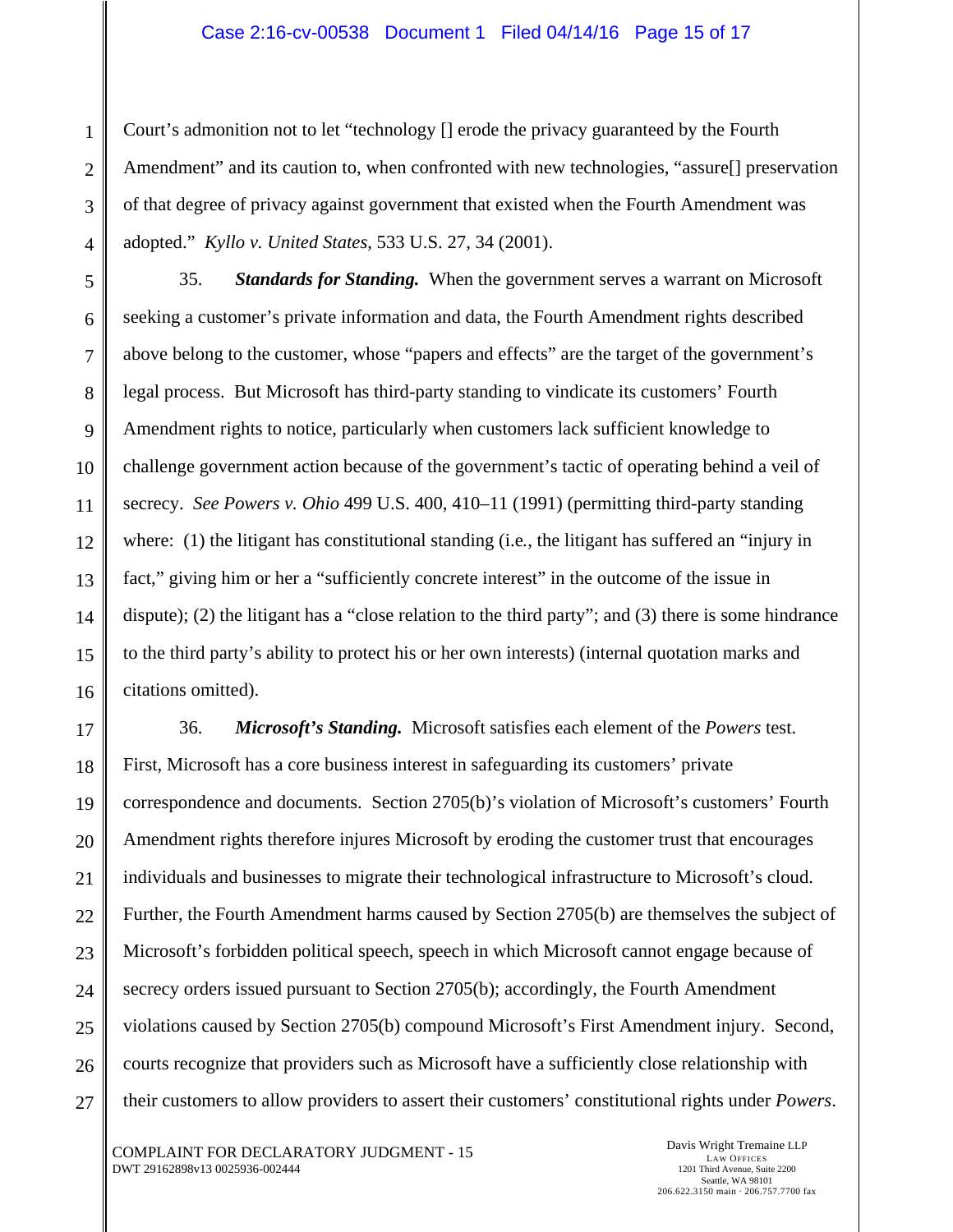Court's admonition not to let "technology [] erode the privacy guaranteed by the Fourth Amendment" and its caution to, when confronted with new technologies, "assure[] preservation of that degree of privacy against government that existed when the Fourth Amendment was adopted." *Kyllo v. United States*, 533 U.S. 27, 34 (2001).

35. ***Standards for Standing.*** When the government serves a warrant on Microsoft seeking a customer's private information and data, the Fourth Amendment rights described above belong to the customer, whose "papers and effects" are the target of the government's legal process. But Microsoft has third-party standing to vindicate its customers' Fourth Amendment rights to notice, particularly when customers lack sufficient knowledge to challenge government action because of the government's tactic of operating behind a veil of secrecy. *See Powers v. Ohio* 499 U.S. 400, 410–11 (1991) (permitting third-party standing where: (1) the litigant has constitutional standing (i.e., the litigant has suffered an "injury in fact," giving him or her a "sufficiently concrete interest" in the outcome of the issue in dispute); (2) the litigant has a "close relation to the third party"; and (3) there is some hindrance to the third party's ability to protect his or her own interests) (internal quotation marks and citations omitted).

36. ***Microsoft's Standing.*** Microsoft satisfies each element of the *Powers* test. First, Microsoft has a core business interest in safeguarding its customers' private correspondence and documents. Section 2705(b)'s violation of Microsoft's customers' Fourth Amendment rights therefore injures Microsoft by eroding the customer trust that encourages individuals and businesses to migrate their technological infrastructure to Microsoft's cloud. Further, the Fourth Amendment harms caused by Section 2705(b) are themselves the subject of Microsoft's forbidden political speech, speech in which Microsoft cannot engage because of secrecy orders issued pursuant to Section 2705(b); accordingly, the Fourth Amendment violations caused by Section 2705(b) compound Microsoft's First Amendment injury. Second, courts recognize that providers such as Microsoft have a sufficiently close relationship with their customers to allow providers to assert their customers' constitutional rights under *Powers*.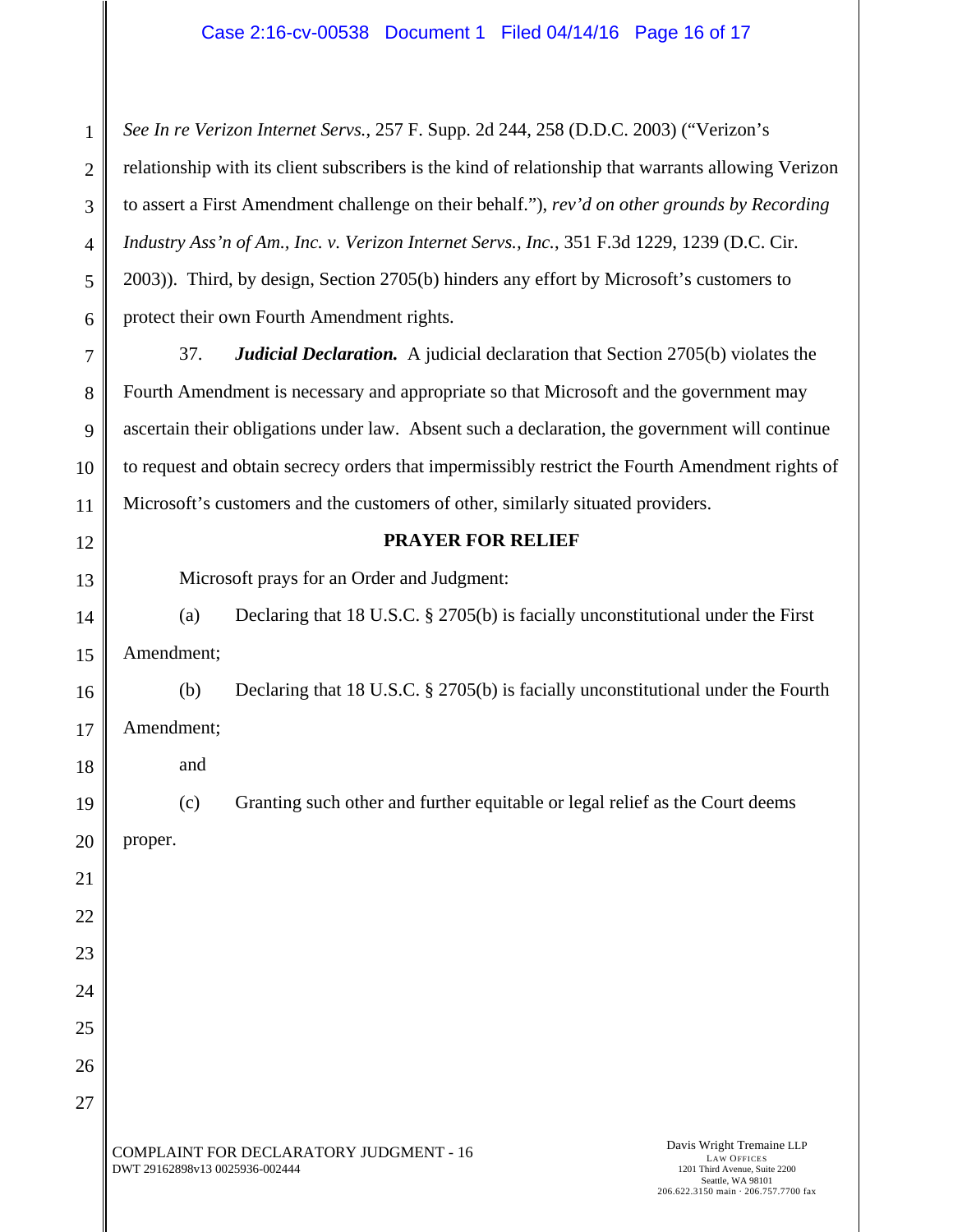*See In re Verizon Internet Servs.*, 257 F. Supp. 2d 244, 258 (D.D.C. 2003) ("Verizon's relationship with its client subscribers is the kind of relationship that warrants allowing Verizon to assert a First Amendment challenge on their behalf."), *rev'd on other grounds by Recording Industry Ass'n of Am., Inc. v. Verizon Internet Servs., Inc.*, 351 F.3d 1229, 1239 (D.C. Cir. 2003)). Third, by design, Section 2705(b) hinders any effort by Microsoft's customers to protect their own Fourth Amendment rights.

37. ***Judicial Declaration.*** A judicial declaration that Section 2705(b) violates the Fourth Amendment is necessary and appropriate so that Microsoft and the government may ascertain their obligations under law. Absent such a declaration, the government will continue to request and obtain secrecy orders that impermissibly restrict the Fourth Amendment rights of Microsoft's customers and the customers of other, similarly situated providers.

**PRAYER FOR RELIEF**

Microsoft prays for an Order and Judgment:

(a) Declaring that 18 U.S.C. § 2705(b) is facially unconstitutional under the First Amendment;

(b) Declaring that 18 U.S.C. § 2705(b) is facially unconstitutional under the Fourth Amendment;

and

(c) Granting such other and further equitable or legal relief as the Court deems proper.

COMPLAINT FOR DECLARATORY JUDGMENT - 16
DWT 29162898v13 0025936-002444

Davis Wright Tremaine LLP
LAW OFFICES
1201 Third Avenue, Suite 2200
Seattle, WA 98101
206.622.3150 main · 206.757.7700 fax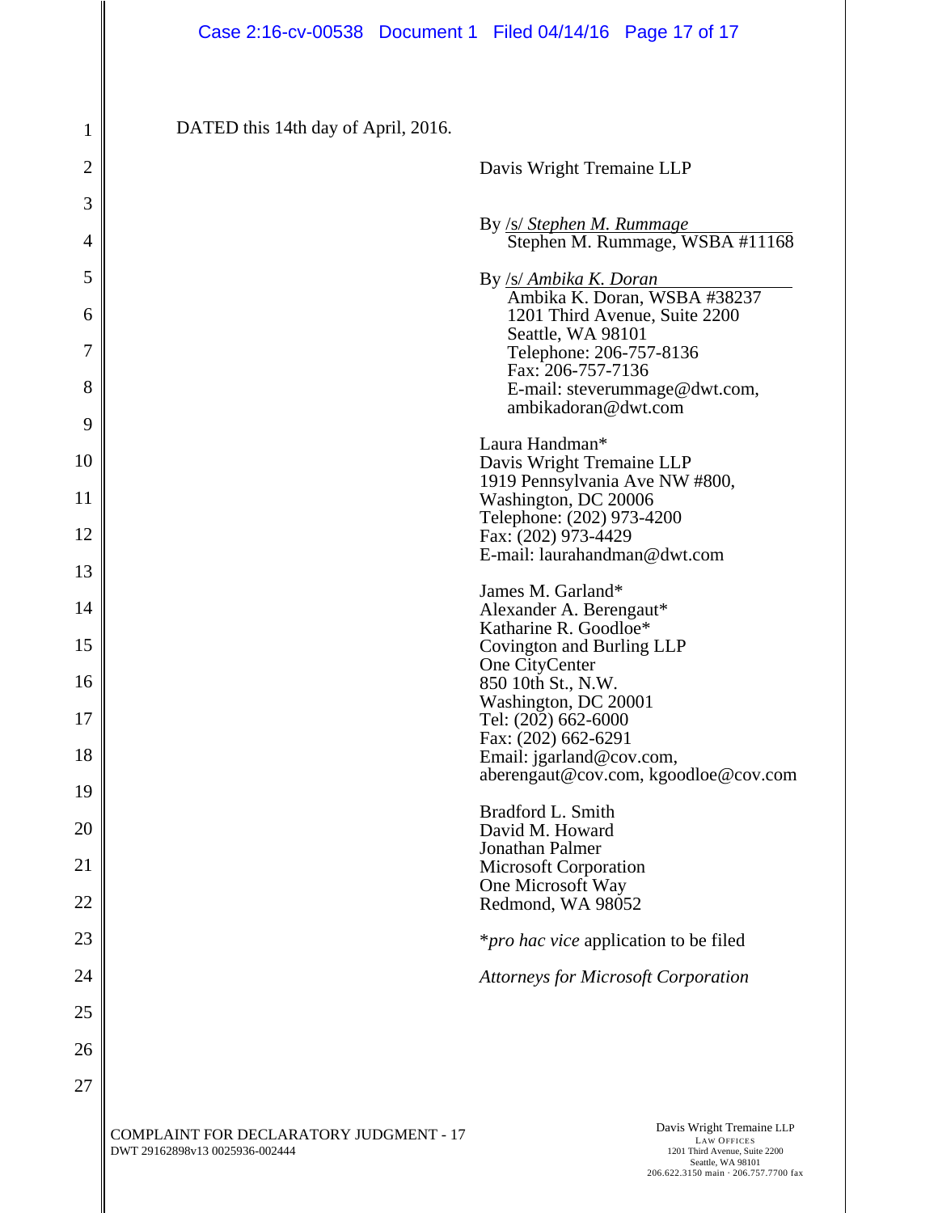DATED this 14th day of April, 2016.

Davis Wright Tremaine LLP

By /s/ *Stephen M. Rummage*
Stephen M. Rummage, WSBA #11168

By /s/ *Ambika K. Doran*
Ambika K. Doran, WSBA #38237
1201 Third Avenue, Suite 2200
Seattle, WA 98101
Telephone: 206-757-8136
Fax: 206-757-7136
E-mail: steverummage@dwt.com, ambikadoran@dwt.com

Laura Handman*
Davis Wright Tremaine LLP
1919 Pennsylvania Ave NW #800,
Washington, DC 20006
Telephone: (202) 973-4200
Fax: (202) 973-4429
E-mail: laurahandman@dwt.com

James M. Garland*
Alexander A. Berengaut*
Katharine R. Goodloe*
Covington and Burling LLP
One CityCenter
850 10th St., N.W.
Washington, DC 20001
Tel: (202) 662-6000
Fax: (202) 662-6291
Email: jgarland@cov.com, aberengaut@cov.com, kgoodloe@cov.com

Bradford L. Smith
David M. Howard
Jonathan Palmer
Microsoft Corporation
One Microsoft Way
Redmond, WA 98052

**pro hac vice* application to be filed

*Attorneys for Microsoft Corporation*